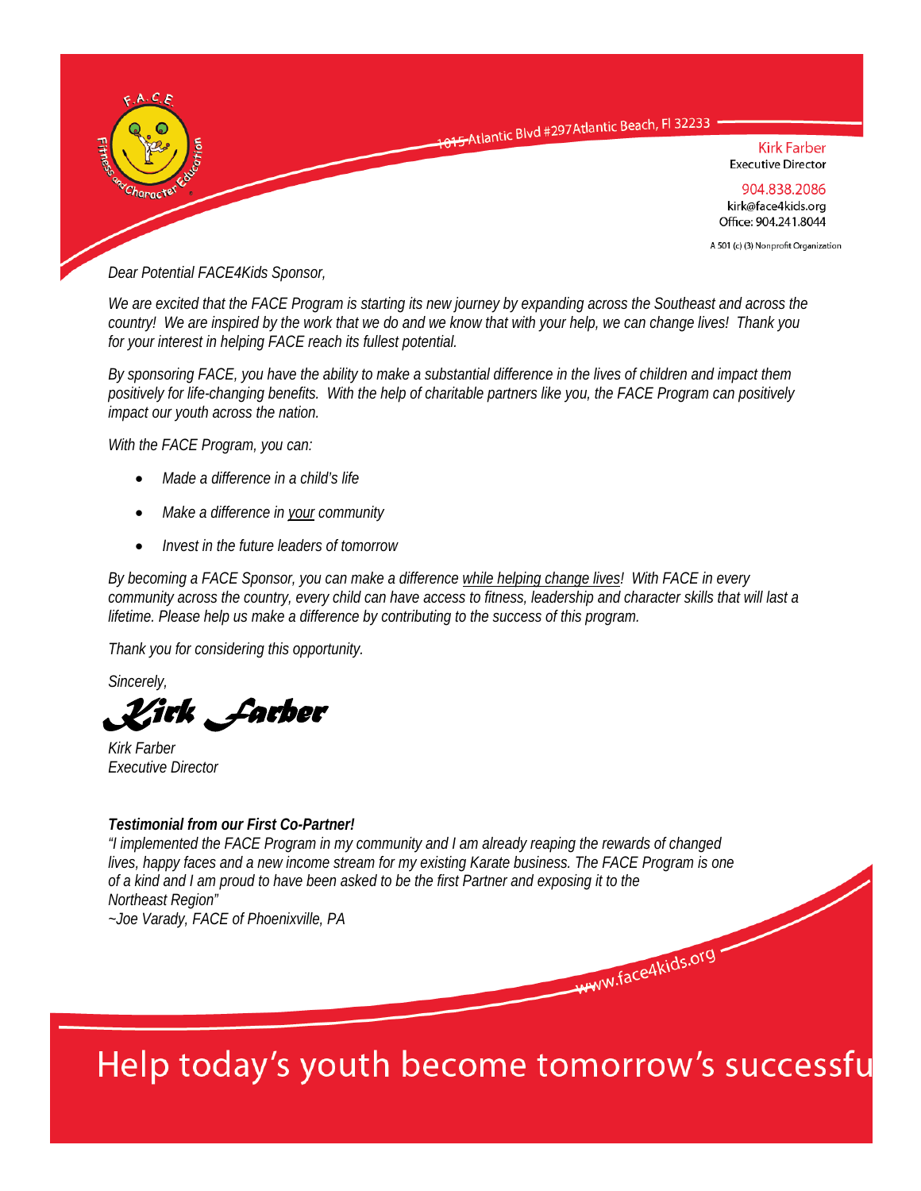F.A.C.E.
Fitness and Character Education

1015 Atlantic Blvd #297 Atlantic Beach, Fl 32233

Kirk Farber
Executive Director

904.838.2086
kirk@face4kids.org
Office: 904.241.8044

A 501 (c) (3) Nonprofit Organization

*Dear Potential FACE4Kids Sponsor,*

*We are excited that the FACE Program is starting its new journey by expanding across the Southeast and across the country! We are inspired by the work that we do and we know that with your help, we can change lives! Thank you for your interest in helping FACE reach its fullest potential.*

*By sponsoring FACE, you have the ability to make a substantial difference in the lives of children and impact them positively for life-changing benefits. With the help of charitable partners like you, the FACE Program can positively impact our youth across the nation.*

*With the FACE Program, you can:*

- *Made a difference in a child's life*
- *Make a difference in your community*
- *Invest in the future leaders of tomorrow*

*By becoming a FACE Sponsor, you can make a difference while helping change lives! With FACE in every community across the country, every child can have access to fitness, leadership and character skills that will last a lifetime. Please help us make a difference by contributing to the success of this program.*

*Thank you for considering this opportunity.*

*Sincerely,*

*Kirk Farber*

*Kirk Farber*
*Executive Director*

***Testimonial from our First Co-Partner!***
*"I implemented the FACE Program in my community and I am already reaping the rewards of changed lives, happy faces and a new income stream for my existing Karate business. The FACE Program is one of a kind and I am proud to have been asked to be the first Partner and exposing it to the Northeast Region"*
*~Joe Varady, FACE of Phoenixville, PA*

www.face4kids.org

Help today's youth become tomorrow's successfu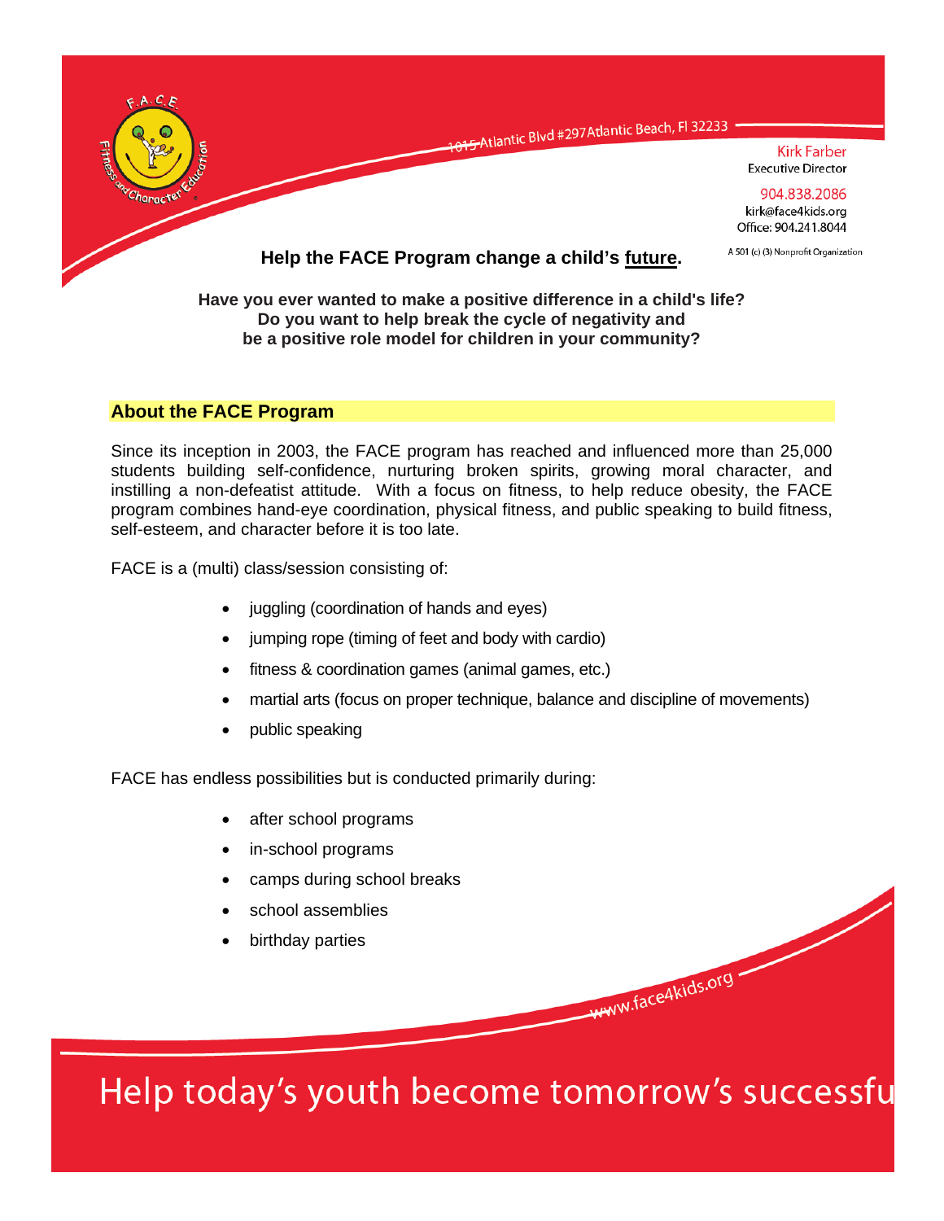1015 Atlantic Blvd #297 Atlantic Beach, Fl 32233

Kirk Farber
Executive Director

904.838.2086
kirk@face4kids.org
Office: 904.241.8044

A 501 (c) (3) Nonprofit Organization

**Help the FACE Program change a child's future.**

**Have you ever wanted to make a positive difference in a child's life?**
**Do you want to help break the cycle of negativity and**
**be a positive role model for children in your community?**

## About the FACE Program

Since its inception in 2003, the FACE program has reached and influenced more than 25,000 students building self-confidence, nurturing broken spirits, growing moral character, and instilling a non-defeatist attitude. With a focus on fitness, to help reduce obesity, the FACE program combines hand-eye coordination, physical fitness, and public speaking to build fitness, self-esteem, and character before it is too late.

FACE is a (multi) class/session consisting of:

- juggling (coordination of hands and eyes)
- jumping rope (timing of feet and body with cardio)
- fitness & coordination games (animal games, etc.)
- martial arts (focus on proper technique, balance and discipline of movements)
- public speaking

FACE has endless possibilities but is conducted primarily during:

- after school programs
- in-school programs
- camps during school breaks
- school assemblies
- birthday parties

www.face4kids.org

Help today's youth become tomorrow's successfu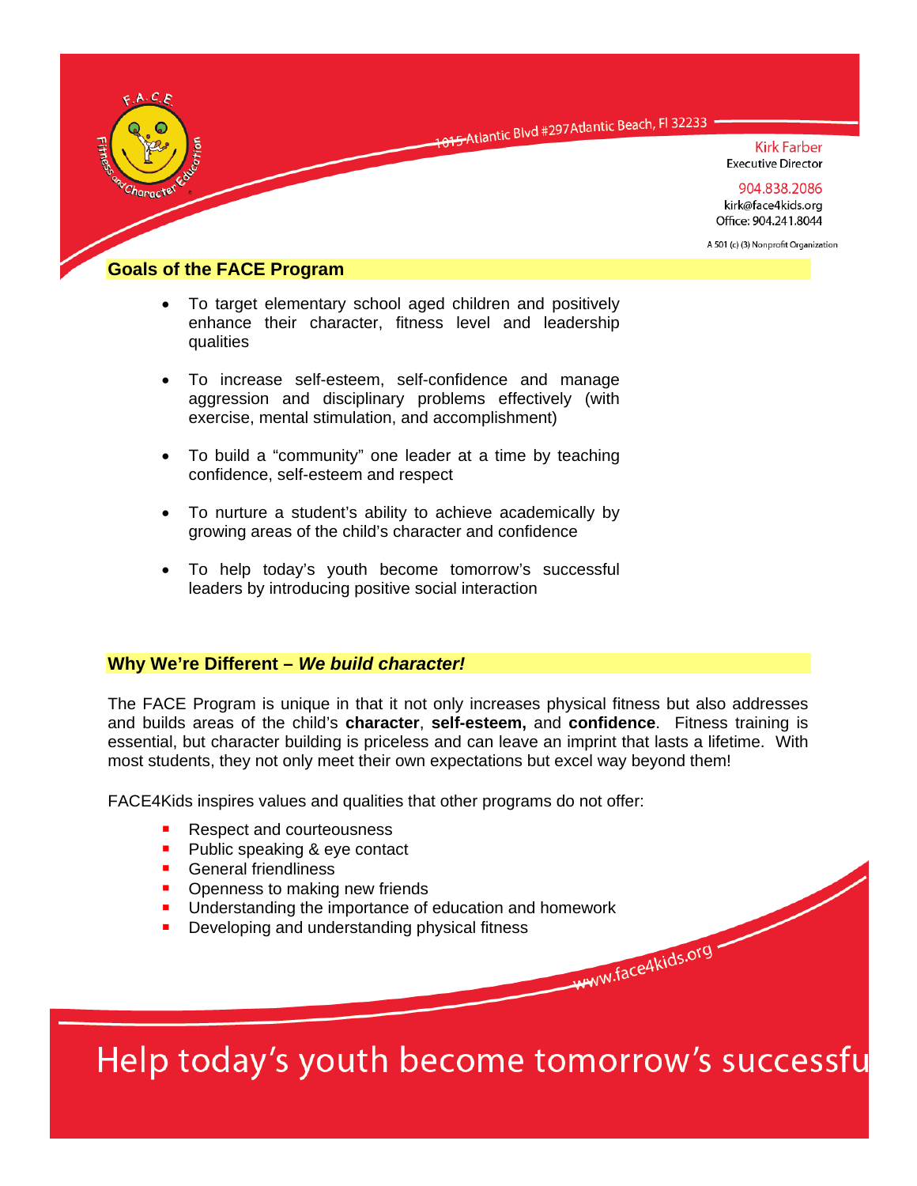F.A.C.E. Fitness and Character Education

1015 Atlantic Blvd #297 Atlantic Beach, Fl 32233

Kirk Farber
Executive Director

904.838.2086
kirk@face4kids.org
Office: 904.241.8044

A 501 (c) (3) Nonprofit Organization

## Goals of the FACE Program

- To target elementary school aged children and positively enhance their character, fitness level and leadership qualities
- To increase self-esteem, self-confidence and manage aggression and disciplinary problems effectively (with exercise, mental stimulation, and accomplishment)
- To build a "community" one leader at a time by teaching confidence, self-esteem and respect
- To nurture a student's ability to achieve academically by growing areas of the child's character and confidence
- To help today's youth become tomorrow's successful leaders by introducing positive social interaction

## Why We're Different – *We build character!*

The FACE Program is unique in that it not only increases physical fitness but also addresses and builds areas of the child's **character**, **self-esteem,** and **confidence**. Fitness training is essential, but character building is priceless and can leave an imprint that lasts a lifetime. With most students, they not only meet their own expectations but excel way beyond them!

FACE4Kids inspires values and qualities that other programs do not offer:

- Respect and courteousness
- Public speaking & eye contact
- General friendliness
- Openness to making new friends
- Understanding the importance of education and homework
- Developing and understanding physical fitness

www.face4kids.org

Help today's youth become tomorrow's successfu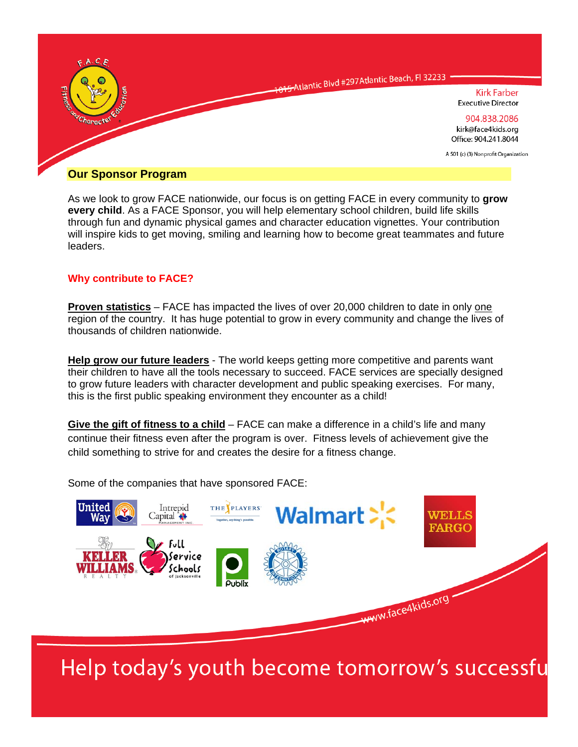F.A.C.E. Fitness and Character Education

1015 Atlantic Blvd #297 Atlantic Beach, Fl 32233

Kirk Farber
Executive Director

904.838.2086
kirk@face4kids.org
Office: 904.241.8044

A 501 (c) (3) Nonprofit Organization

## Our Sponsor Program

As we look to grow FACE nationwide, our focus is on getting FACE in every community to **grow every child**. As a FACE Sponsor, you will help elementary school children, build life skills through fun and dynamic physical games and character education vignettes. Your contribution will inspire kids to get moving, smiling and learning how to become great teammates and future leaders.

### Why contribute to FACE?

**Proven statistics** – FACE has impacted the lives of over 20,000 children to date in only one region of the country. It has huge potential to grow in every community and change the lives of thousands of children nationwide.

**Help grow our future leaders** - The world keeps getting more competitive and parents want their children to have all the tools necessary to succeed. FACE services are specially designed to grow future leaders with character development and public speaking exercises. For many, this is the first public speaking environment they encounter as a child!

**Give the gift of fitness to a child** – FACE can make a difference in a child's life and many continue their fitness even after the program is over. Fitness levels of achievement give the child something to strive for and creates the desire for a fitness change.

Some of the companies that have sponsored FACE:

United Way, Intrepid Capital Management Inc., The Players, Walmart, Wells Fargo, Keller Williams Realty, Full Service Schools of Jacksonville, Publix, Rotary International

www.face4kids.org

Help today's youth become tomorrow's successfu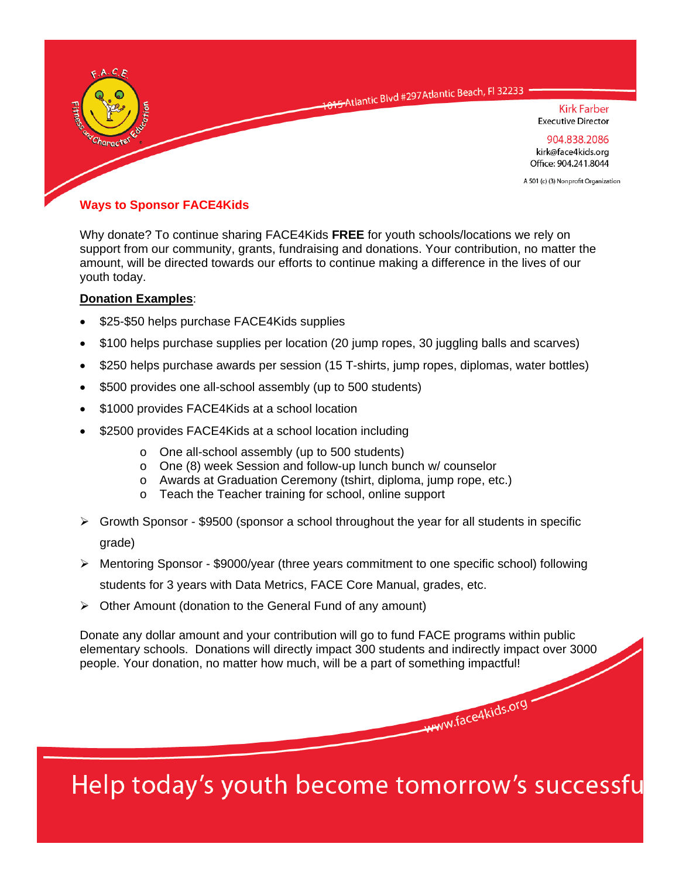F.A.C.E.

Fitness and Character Education

1015 Atlantic Blvd #297 Atlantic Beach, Fl 32233

Kirk Farber
Executive Director

904.838.2086
kirk@face4kids.org
Office: 904.241.8044

A 501 (c) (3) Nonprofit Organization

## Ways to Sponsor FACE4Kids

Why donate? To continue sharing FACE4Kids **FREE** for youth schools/locations we rely on support from our community, grants, fundraising and donations. Your contribution, no matter the amount, will be directed towards our efforts to continue making a difference in the lives of our youth today.

**Donation Examples**:

- $25-$50 helps purchase FACE4Kids supplies
- $100 helps purchase supplies per location (20 jump ropes, 30 juggling balls and scarves)
- $250 helps purchase awards per session (15 T-shirts, jump ropes, diplomas, water bottles)
- $500 provides one all-school assembly (up to 500 students)
- $1000 provides FACE4Kids at a school location
- $2500 provides FACE4Kids at a school location including
    - One all-school assembly (up to 500 students)
    - One (8) week Session and follow-up lunch bunch w/ counselor
    - Awards at Graduation Ceremony (tshirt, diploma, jump rope, etc.)
    - Teach the Teacher training for school, online support

- Growth Sponsor - $9500 (sponsor a school throughout the year for all students in specific grade)
- Mentoring Sponsor - $9000/year (three years commitment to one specific school) following students for 3 years with Data Metrics, FACE Core Manual, grades, etc.
- Other Amount (donation to the General Fund of any amount)

Donate any dollar amount and your contribution will go to fund FACE programs within public elementary schools. Donations will directly impact 300 students and indirectly impact over 3000 people. Your donation, no matter how much, will be a part of something impactful!

www.face4kids.org

Help today's youth become tomorrow's successfu